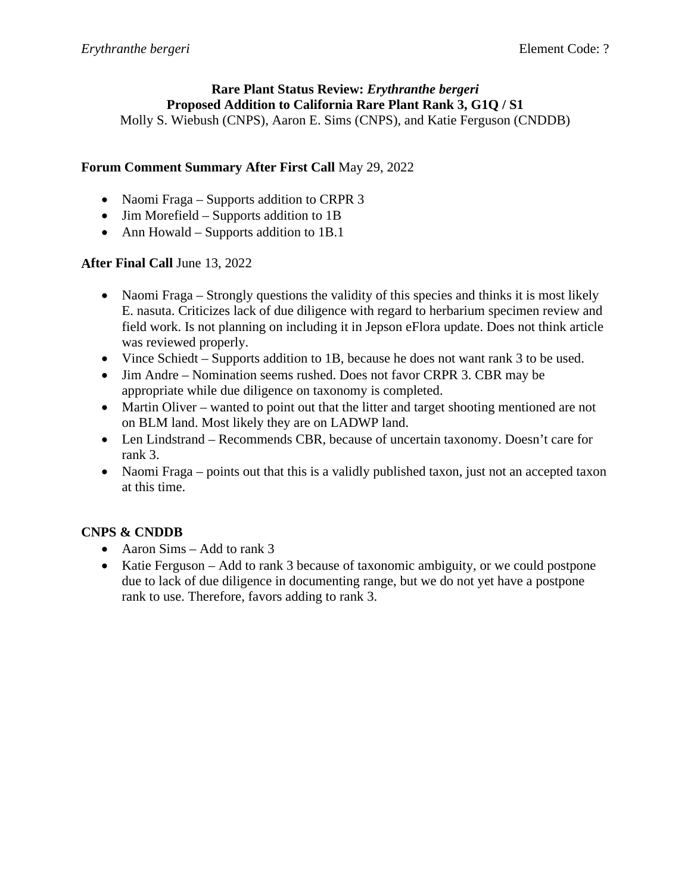**Rare Plant Status Review: *Erythranthe bergeri***
**Proposed Addition to California Rare Plant Rank 3, G1Q / S1**
Molly S. Wiebush (CNPS), Aaron E. Sims (CNPS), and Katie Ferguson (CNDDB)

**Forum Comment Summary After First Call** May 29, 2022

- Naomi Fraga – Supports addition to CRPR 3
- Jim Morefield – Supports addition to 1B
- Ann Howald – Supports addition to 1B.1

**After Final Call** June 13, 2022

- Naomi Fraga – Strongly questions the validity of this species and thinks it is most likely E. nasuta. Criticizes lack of due diligence with regard to herbarium specimen review and field work. Is not planning on including it in Jepson eFlora update. Does not think article was reviewed properly.
- Vince Schiedt – Supports addition to 1B, because he does not want rank 3 to be used.
- Jim Andre – Nomination seems rushed. Does not favor CRPR 3. CBR may be appropriate while due diligence on taxonomy is completed.
- Martin Oliver – wanted to point out that the litter and target shooting mentioned are not on BLM land. Most likely they are on LADWP land.
- Len Lindstrand – Recommends CBR, because of uncertain taxonomy. Doesn't care for rank 3.
- Naomi Fraga – points out that this is a validly published taxon, just not an accepted taxon at this time.

**CNPS & CNDDB**

- Aaron Sims – Add to rank 3
- Katie Ferguson – Add to rank 3 because of taxonomic ambiguity, or we could postpone due to lack of due diligence in documenting range, but we do not yet have a postpone rank to use. Therefore, favors adding to rank 3.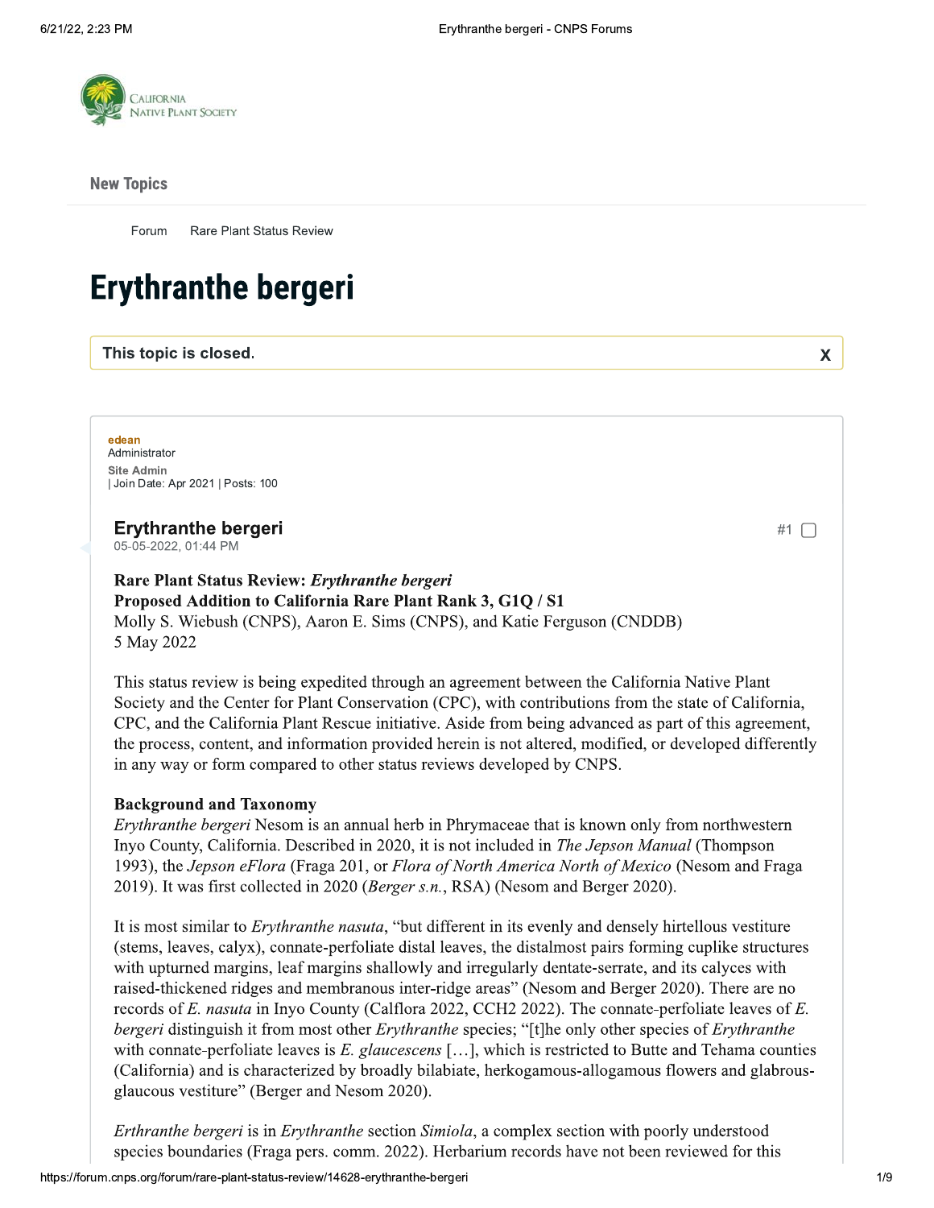New Topics

Forum Rare Plant Status Review

# Erythranthe bergeri

**This topic is closed.**

**edean**
Administrator
Site Admin
| Join Date: Apr 2021 | Posts: 100

### Erythranthe bergeri

05-05-2022, 01:44 PM

#1

**Rare Plant Status Review: *Erythranthe bergeri***
**Proposed Addition to California Rare Plant Rank 3, G1Q / S1**
Molly S. Wiebush (CNPS), Aaron E. Sims (CNPS), and Katie Ferguson (CNDDB)
5 May 2022

This status review is being expedited through an agreement between the California Native Plant Society and the Center for Plant Conservation (CPC), with contributions from the state of California, CPC, and the California Plant Rescue initiative. Aside from being advanced as part of this agreement, the process, content, and information provided herein is not altered, modified, or developed differently in any way or form compared to other status reviews developed by CNPS.

**Background and Taxonomy**
*Erythranthe bergeri* Nesom is an annual herb in Phrymaceae that is known only from northwestern Inyo County, California. Described in 2020, it is not included in *The Jepson Manual* (Thompson 1993), the *Jepson eFlora* (Fraga 201, or *Flora of North America North of Mexico* (Nesom and Fraga 2019). It was first collected in 2020 (*Berger s.n.*, RSA) (Nesom and Berger 2020).

It is most similar to *Erythranthe nasuta*, "but different in its evenly and densely hirtellous vestiture (stems, leaves, calyx), connate-perfoliate distal leaves, the distalmost pairs forming cuplike structures with upturned margins, leaf margins shallowly and irregularly dentate-serrate, and its calyces with raised-thickened ridges and membranous inter-ridge areas" (Nesom and Berger 2020). There are no records of *E. nasuta* in Inyo County (Calflora 2022, CCH2 2022). The connate-perfoliate leaves of *E. bergeri* distinguish it from most other *Erythranthe* species; "[t]he only other species of *Erythranthe* with connate-perfoliate leaves is *E. glaucescens* […], which is restricted to Butte and Tehama counties (California) and is characterized by broadly bilabiate, herkogamous-allogamous flowers and glabrous-glaucous vestiture" (Berger and Nesom 2020).

*Erthranthe bergeri* is in *Erythranthe* section *Simiola*, a complex section with poorly understood species boundaries (Fraga pers. comm. 2022). Herbarium records have not been reviewed for this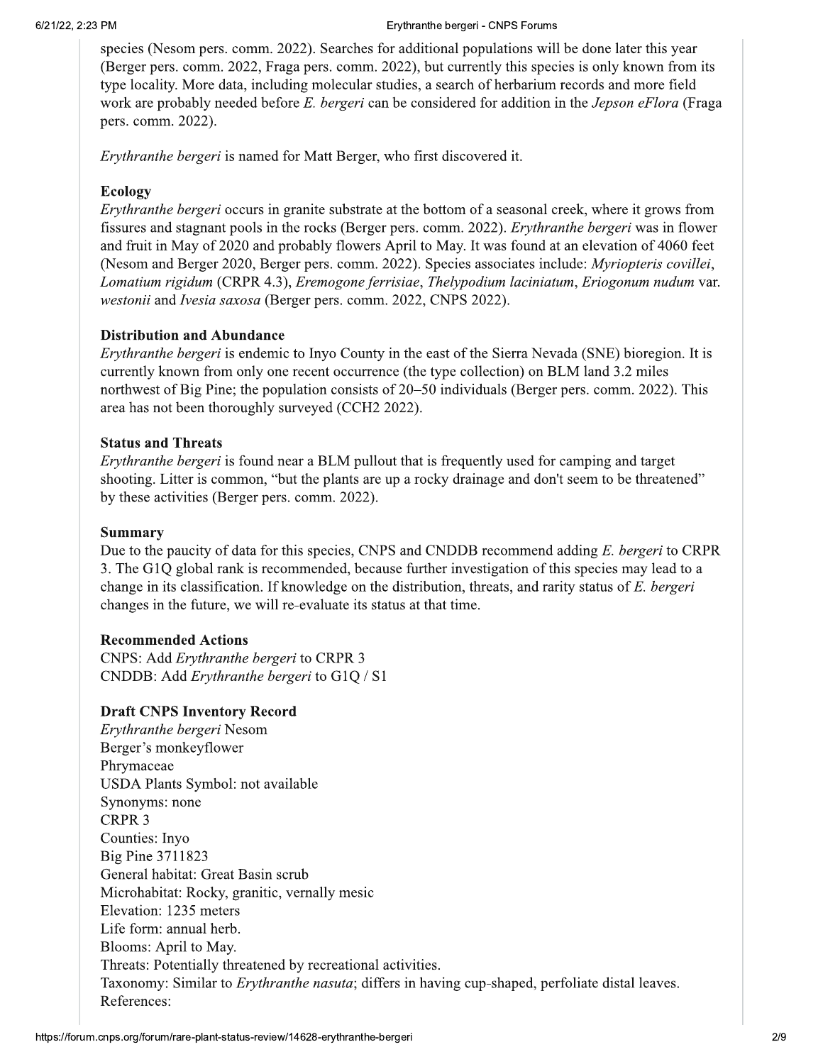species (Nesom pers. comm. 2022). Searches for additional populations will be done later this year (Berger pers. comm. 2022, Fraga pers. comm. 2022), but currently this species is only known from its type locality. More data, including molecular studies, a search of herbarium records and more field work are probably needed before *E. bergeri* can be considered for addition in the *Jepson eFlora* (Fraga pers. comm. 2022).

*Erythranthe bergeri* is named for Matt Berger, who first discovered it.

### Ecology

*Erythranthe bergeri* occurs in granite substrate at the bottom of a seasonal creek, where it grows from fissures and stagnant pools in the rocks (Berger pers. comm. 2022). *Erythranthe bergeri* was in flower and fruit in May of 2020 and probably flowers April to May. It was found at an elevation of 4060 feet (Nesom and Berger 2020, Berger pers. comm. 2022). Species associates include: *Myriopteris covillei*, *Lomatium rigidum* (CRPR 4.3), *Eremogone ferrisiae*, *Thelypodium laciniatum*, *Eriogonum nudum* var. *westonii* and *Ivesia saxosa* (Berger pers. comm. 2022, CNPS 2022).

### Distribution and Abundance

*Erythranthe bergeri* is endemic to Inyo County in the east of the Sierra Nevada (SNE) bioregion. It is currently known from only one recent occurrence (the type collection) on BLM land 3.2 miles northwest of Big Pine; the population consists of 20–50 individuals (Berger pers. comm. 2022). This area has not been thoroughly surveyed (CCH2 2022).

### Status and Threats

*Erythranthe bergeri* is found near a BLM pullout that is frequently used for camping and target shooting. Litter is common, "but the plants are up a rocky drainage and don't seem to be threatened" by these activities (Berger pers. comm. 2022).

### Summary

Due to the paucity of data for this species, CNPS and CNDDB recommend adding *E. bergeri* to CRPR 3. The G1Q global rank is recommended, because further investigation of this species may lead to a change in its classification. If knowledge on the distribution, threats, and rarity status of *E. bergeri* changes in the future, we will re-evaluate its status at that time.

### Recommended Actions

CNPS: Add *Erythranthe bergeri* to CRPR 3
CNDDB: Add *Erythranthe bergeri* to G1Q / S1

### Draft CNPS Inventory Record

*Erythranthe bergeri* Nesom
Berger's monkeyflower
Phrymaceae
USDA Plants Symbol: not available
Synonyms: none
CRPR 3
Counties: Inyo
Big Pine 3711823
General habitat: Great Basin scrub
Microhabitat: Rocky, granitic, vernally mesic
Elevation: 1235 meters
Life form: annual herb.
Blooms: April to May.
Threats: Potentially threatened by recreational activities.
Taxonomy: Similar to *Erythranthe nasuta*; differs in having cup-shaped, perfoliate distal leaves.
References: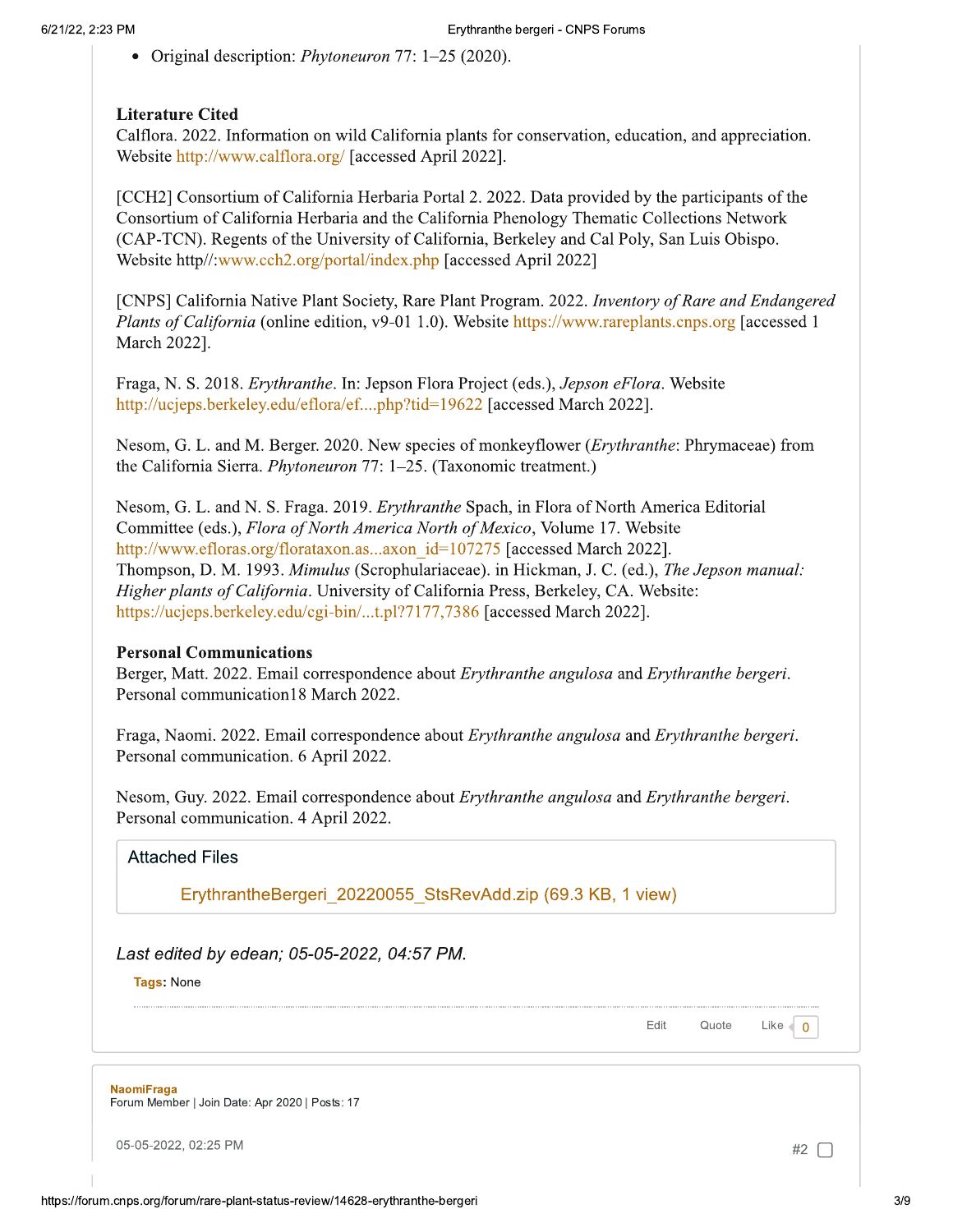- Original description: *Phytoneuron* 77: 1–25 (2020).

**Literature Cited**

Calflora. 2022. Information on wild California plants for conservation, education, and appreciation. Website http://www.calflora.org/ [accessed April 2022].

[CCH2] Consortium of California Herbaria Portal 2. 2022. Data provided by the participants of the Consortium of California Herbaria and the California Phenology Thematic Collections Network (CAP-TCN). Regents of the University of California, Berkeley and Cal Poly, San Luis Obispo. Website http//:www.cch2.org/portal/index.php [accessed April 2022]

[CNPS] California Native Plant Society, Rare Plant Program. 2022. *Inventory of Rare and Endangered Plants of California* (online edition, v9-01 1.0). Website https://www.rareplants.cnps.org [accessed 1 March 2022].

Fraga, N. S. 2018. *Erythranthe*. In: Jepson Flora Project (eds.), *Jepson eFlora*. Website http://ucjeps.berkeley.edu/eflora/ef....php?tid=19622 [accessed March 2022].

Nesom, G. L. and M. Berger. 2020. New species of monkeyflower (*Erythranthe*: Phrymaceae) from the California Sierra. *Phytoneuron* 77: 1–25. (Taxonomic treatment.)

Nesom, G. L. and N. S. Fraga. 2019. *Erythranthe* Spach, in Flora of North America Editorial Committee (eds.), *Flora of North America North of Mexico*, Volume 17. Website http://www.efloras.org/florataxon.as...axon_id=107275 [accessed March 2022].
Thompson, D. M. 1993. *Mimulus* (Scrophulariaceae). in Hickman, J. C. (ed.), *The Jepson manual: Higher plants of California*. University of California Press, Berkeley, CA. Website: https://ucjeps.berkeley.edu/cgi-bin/...t.pl?7177,7386 [accessed March 2022].

**Personal Communications**

Berger, Matt. 2022. Email correspondence about *Erythranthe angulosa* and *Erythranthe bergeri*. Personal communication18 March 2022.

Fraga, Naomi. 2022. Email correspondence about *Erythranthe angulosa* and *Erythranthe bergeri*. Personal communication. 6 April 2022.

Nesom, Guy. 2022. Email correspondence about *Erythranthe angulosa* and *Erythranthe bergeri*. Personal communication. 4 April 2022.

Attached Files

ErythrantheBergeri_20220055_StsRevAdd.zip (69.3 KB, 1 view)

*Last edited by edean; 05-05-2022, 04:57 PM.*

**Tags:** None

Edit Quote Like 0

**NaomiFraga**
Forum Member | Join Date: Apr 2020 | Posts: 17

05-05-2022, 02:25 PM #2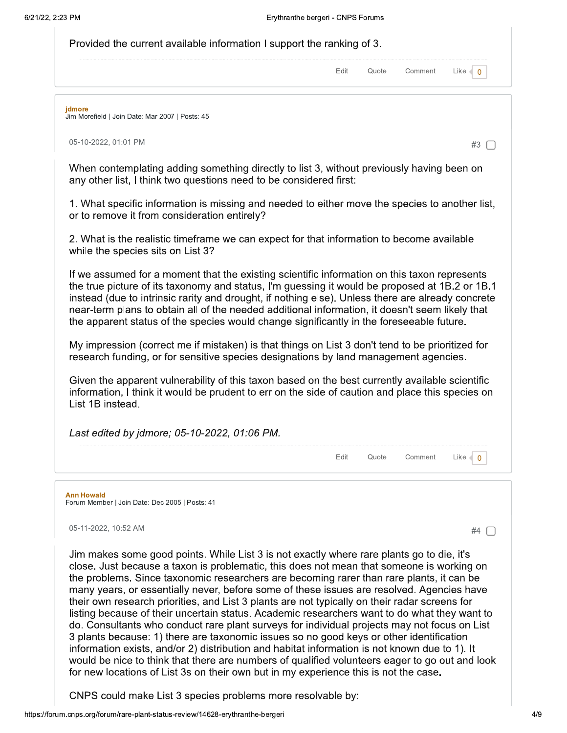Provided the current available information I support the ranking of 3.

Edit Quote Comment Like 0

**jdmore**
Jim Morefield | Join Date: Mar 2007 | Posts: 45

05-10-2022, 01:01 PM

#3

When contemplating adding something directly to list 3, without previously having been on any other list, I think two questions need to be considered first:

1. What specific information is missing and needed to either move the species to another list, or to remove it from consideration entirely?

2. What is the realistic timeframe we can expect for that information to become available while the species sits on List 3?

If we assumed for a moment that the existing scientific information on this taxon represents the true picture of its taxonomy and status, I'm guessing it would be proposed at 1B.2 or 1B.1 instead (due to intrinsic rarity and drought, if nothing else). Unless there are already concrete near-term plans to obtain all of the needed additional information, it doesn't seem likely that the apparent status of the species would change significantly in the foreseeable future.

My impression (correct me if mistaken) is that things on List 3 don't tend to be prioritized for research funding, or for sensitive species designations by land management agencies.

Given the apparent vulnerability of this taxon based on the best currently available scientific information, I think it would be prudent to err on the side of caution and place this species on List 1B instead.

*Last edited by jdmore; 05-10-2022, 01:06 PM.*

Edit Quote Comment Like 0

**Ann Howald**
Forum Member | Join Date: Dec 2005 | Posts: 41

05-11-2022, 10:52 AM

#4

Jim makes some good points. While List 3 is not exactly where rare plants go to die, it's close. Just because a taxon is problematic, this does not mean that someone is working on the problems. Since taxonomic researchers are becoming rarer than rare plants, it can be many years, or essentially never, before some of these issues are resolved. Agencies have their own research priorities, and List 3 plants are not typically on their radar screens for listing because of their uncertain status. Academic researchers want to do what they want to do. Consultants who conduct rare plant surveys for individual projects may not focus on List 3 plants because: 1) there are taxonomic issues so no good keys or other identification information exists, and/or 2) distribution and habitat information is not known due to 1). It would be nice to think that there are numbers of qualified volunteers eager to go out and look for new locations of List 3s on their own but in my experience this is not the case.

CNPS could make List 3 species problems more resolvable by: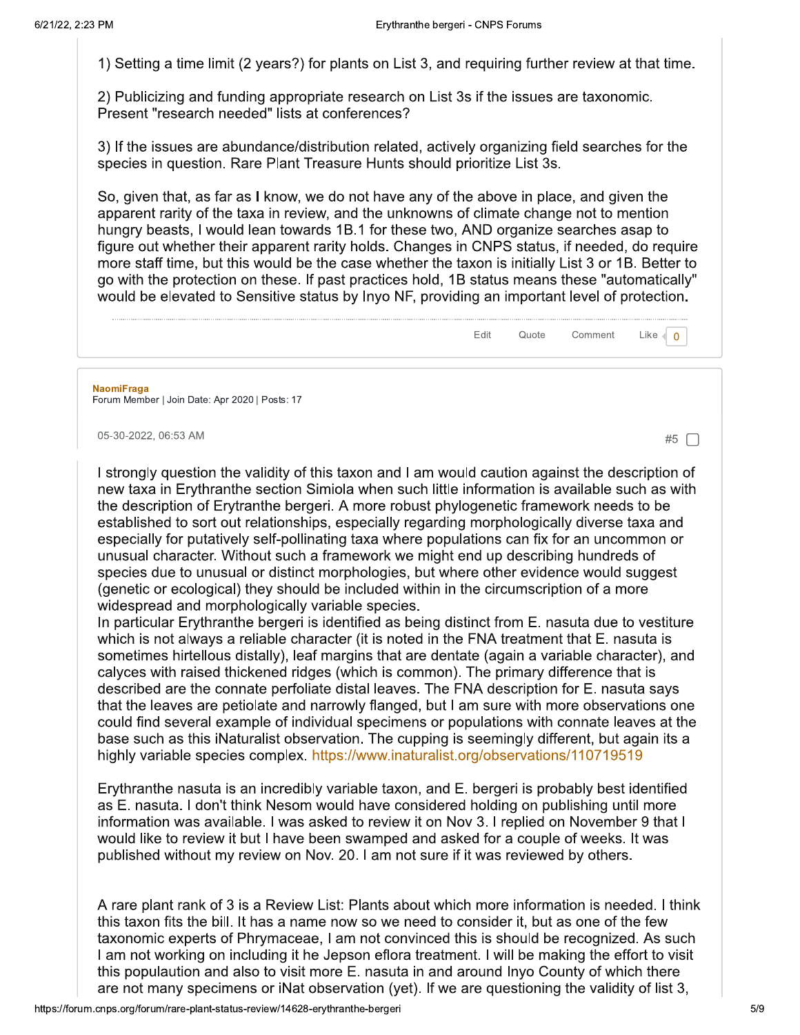1) Setting a time limit (2 years?) for plants on List 3, and requiring further review at that time.

2) Publicizing and funding appropriate research on List 3s if the issues are taxonomic. Present "research needed" lists at conferences?

3) If the issues are abundance/distribution related, actively organizing field searches for the species in question. Rare Plant Treasure Hunts should prioritize List 3s.

So, given that, as far as I know, we do not have any of the above in place, and given the apparent rarity of the taxa in review, and the unknowns of climate change not to mention hungry beasts, I would lean towards 1B.1 for these two, AND organize searches asap to figure out whether their apparent rarity holds. Changes in CNPS status, if needed, do require more staff time, but this would be the case whether the taxon is initially List 3 or 1B. Better to go with the protection on these. If past practices hold, 1B status means these "automatically" would be elevated to Sensitive status by Inyo NF, providing an important level of protection.

Edit Quote Comment Like 0

---

**NaomiFraga**
Forum Member | Join Date: Apr 2020 | Posts: 17

05-30-2022, 06:53 AM #5

I strongly question the validity of this taxon and I am would caution against the description of new taxa in Erythranthe section Simiola when such little information is available such as with the description of Erytranthe bergeri. A more robust phylogenetic framework needs to be established to sort out relationships, especially regarding morphologically diverse taxa and especially for putatively self-pollinating taxa where populations can fix for an uncommon or unusual character. Without such a framework we might end up describing hundreds of species due to unusual or distinct morphologies, but where other evidence would suggest (genetic or ecological) they should be included within in the circumscription of a more widespread and morphologically variable species.
In particular Erythranthe bergeri is identified as being distinct from E. nasuta due to vestiture which is not always a reliable character (it is noted in the FNA treatment that E. nasuta is sometimes hirtellous distally), leaf margins that are dentate (again a variable character), and calyces with raised thickened ridges (which is common). The primary difference that is described are the connate perfoliate distal leaves. The FNA description for E. nasuta says that the leaves are petiolate and narrowly flanged, but I am sure with more observations one could find several example of individual specimens or populations with connate leaves at the base such as this iNaturalist observation. The cupping is seemingly different, but again its a highly variable species complex. https://www.inaturalist.org/observations/110719519

Erythranthe nasuta is an incredibly variable taxon, and E. bergeri is probably best identified as E. nasuta. I don't think Nesom would have considered holding on publishing until more information was available. I was asked to review it on Nov 3. I replied on November 9 that I would like to review it but I have been swamped and asked for a couple of weeks. It was published without my review on Nov. 20. I am not sure if it was reviewed by others.

A rare plant rank of 3 is a Review List: Plants about which more information is needed. I think this taxon fits the bill. It has a name now so we need to consider it, but as one of the few taxonomic experts of Phrymaceae, I am not convinced this is should be recognized. As such I am not working on including it he Jepson eflora treatment. I will be making the effort to visit this populaution and also to visit more E. nasuta in and around Inyo County of which there are not many specimens or iNat observation (yet). If we are questioning the validity of list 3,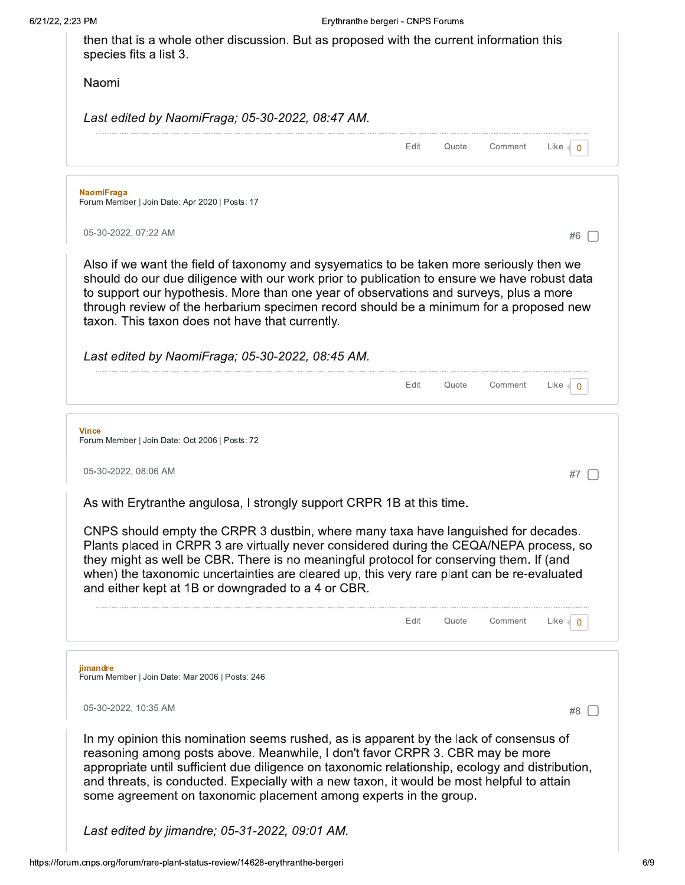then that is a whole other discussion. But as proposed with the current information this species fits a list 3.

Naomi

*Last edited by NaomiFraga; 05-30-2022, 08:47 AM.*

Edit Quote Comment Like 0

---

**NaomiFraga**
Forum Member | Join Date: Apr 2020 | Posts: 17

05-30-2022, 07:22 AM #6

Also if we want the field of taxonomy and sysyematics to be taken more seriously then we should do our due diligence with our work prior to publication to ensure we have robust data to support our hypothesis. More than one year of observations and surveys, plus a more through review of the herbarium specimen record should be a minimum for a proposed new taxon. This taxon does not have that currently.

*Last edited by NaomiFraga; 05-30-2022, 08:45 AM.*

Edit Quote Comment Like 0

---

**Vince**
Forum Member | Join Date: Oct 2006 | Posts: 72

05-30-2022, 08:06 AM #7

As with Erytranthe angulosa, I strongly support CRPR 1B at this time.

CNPS should empty the CRPR 3 dustbin, where many taxa have languished for decades. Plants placed in CRPR 3 are virtually never considered during the CEQA/NEPA process, so they might as well be CBR. There is no meaningful protocol for conserving them. If (and when) the taxonomic uncertainties are cleared up, this very rare plant can be re-evaluated and either kept at 1B or downgraded to a 4 or CBR.

Edit Quote Comment Like 0

---

**jimandre**
Forum Member | Join Date: Mar 2006 | Posts: 246

05-30-2022, 10:35 AM #8

In my opinion this nomination seems rushed, as is apparent by the lack of consensus of reasoning among posts above. Meanwhile, I don't favor CRPR 3. CBR may be more appropriate until sufficient due diligence on taxonomic relationship, ecology and distribution, and threats, is conducted. Expecially with a new taxon, it would be most helpful to attain some agreement on taxonomic placement among experts in the group.

*Last edited by jimandre; 05-31-2022, 09:01 AM.*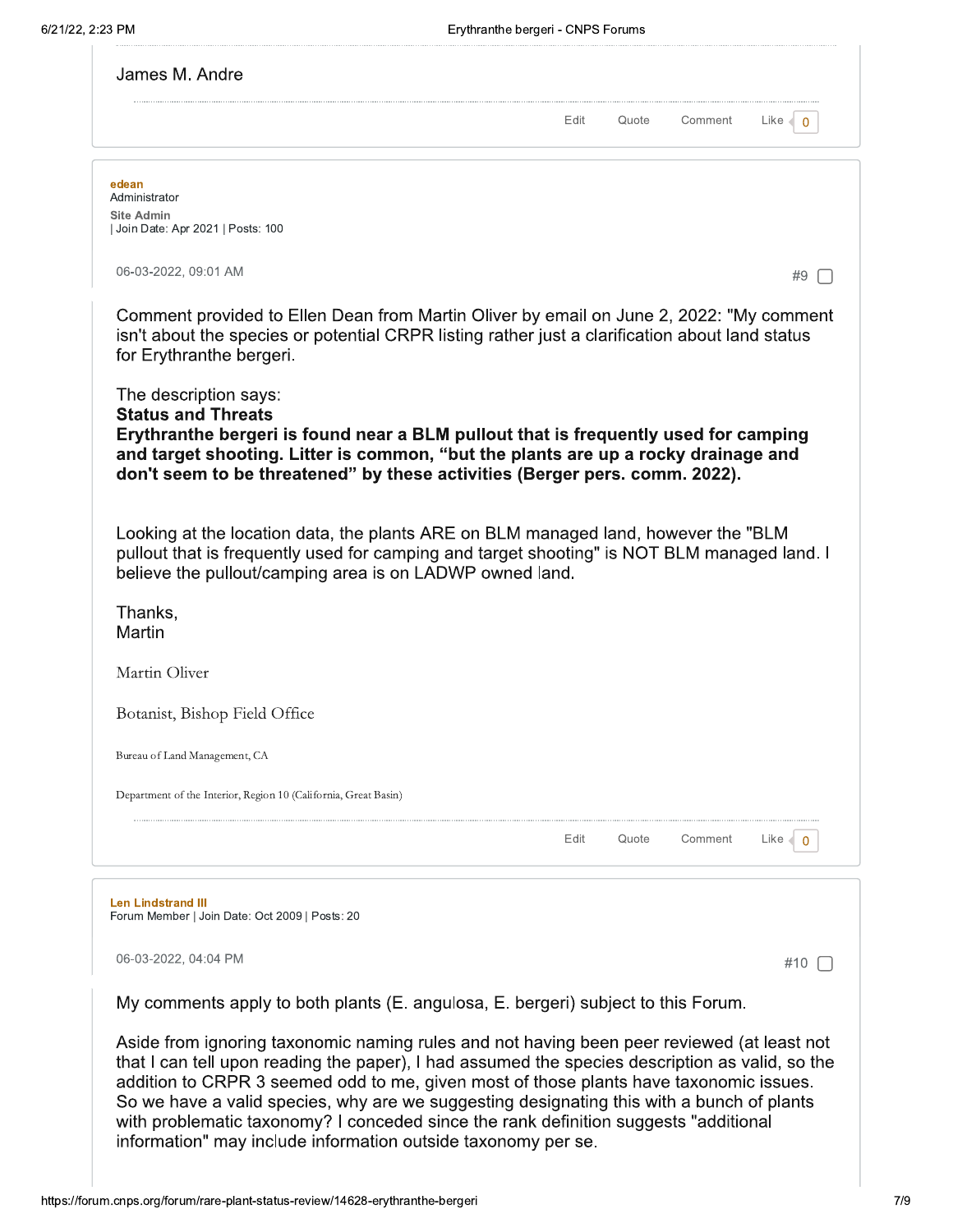James M. Andre

Edit Quote Comment Like 0

**edean**
Administrator
**Site Admin**
| Join Date: Apr 2021 | Posts: 100

06-03-2022, 09:01 AM

#9

Comment provided to Ellen Dean from Martin Oliver by email on June 2, 2022: "My comment isn't about the species or potential CRPR listing rather just a clarification about land status for Erythranthe bergeri.

The description says:
**Status and Threats**
**Erythranthe bergeri is found near a BLM pullout that is frequently used for camping and target shooting. Litter is common, "but the plants are up a rocky drainage and don't seem to be threatened" by these activities (Berger pers. comm. 2022).**

Looking at the location data, the plants ARE on BLM managed land, however the "BLM pullout that is frequently used for camping and target shooting" is NOT BLM managed land. I believe the pullout/camping area is on LADWP owned land.

Thanks,
Martin

Martin Oliver

Botanist, Bishop Field Office

Bureau of Land Management, CA

Department of the Interior, Region 10 (California, Great Basin)

Edit Quote Comment Like 0

**Len Lindstrand III**
Forum Member | Join Date: Oct 2009 | Posts: 20

06-03-2022, 04:04 PM

#10

My comments apply to both plants (E. angulosa, E. bergeri) subject to this Forum.

Aside from ignoring taxonomic naming rules and not having been peer reviewed (at least not that I can tell upon reading the paper), I had assumed the species description as valid, so the addition to CRPR 3 seemed odd to me, given most of those plants have taxonomic issues. So we have a valid species, why are we suggesting designating this with a bunch of plants with problematic taxonomy? I conceded since the rank definition suggests "additional information" may include information outside taxonomy per se.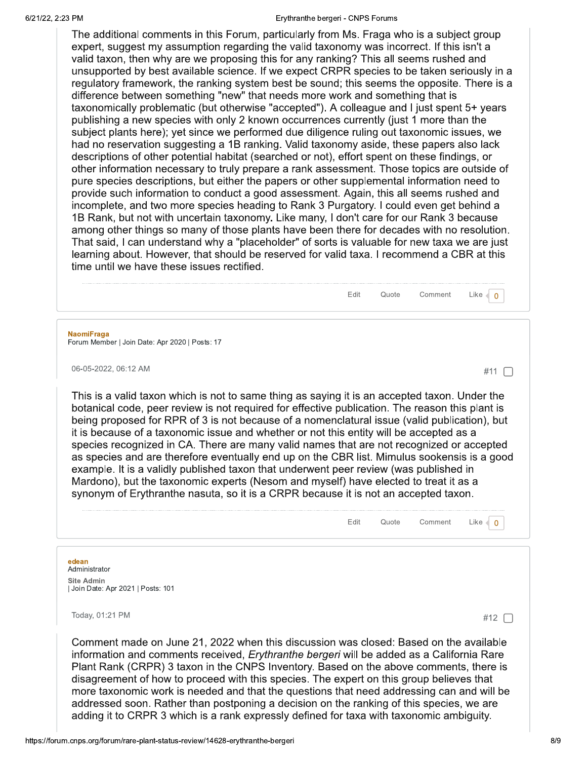The additional comments in this Forum, particularly from Ms. Fraga who is a subject group expert, suggest my assumption regarding the valid taxonomy was incorrect. If this isn't a valid taxon, then why are we proposing this for any ranking? This all seems rushed and unsupported by best available science. If we expect CRPR species to be taken seriously in a regulatory framework, the ranking system best be sound; this seems the opposite. There is a difference between something "new" that needs more work and something that is taxonomically problematic (but otherwise "accepted"). A colleague and I just spent 5+ years publishing a new species with only 2 known occurrences currently (just 1 more than the subject plants here); yet since we performed due diligence ruling out taxonomic issues, we had no reservation suggesting a 1B ranking. Valid taxonomy aside, these papers also lack descriptions of other potential habitat (searched or not), effort spent on these findings, or other information necessary to truly prepare a rank assessment. Those topics are outside of pure species descriptions, but either the papers or other supplemental information need to provide such information to conduct a good assessment. Again, this all seems rushed and incomplete, and two more species heading to Rank 3 Purgatory. I could even get behind a 1B Rank, but not with uncertain taxonomy. Like many, I don't care for our Rank 3 because among other things so many of those plants have been there for decades with no resolution. That said, I can understand why a "placeholder" of sorts is valuable for new taxa we are just learning about. However, that should be reserved for valid taxa. I recommend a CBR at this time until we have these issues rectified.

Edit Quote Comment Like 0

---

**NaomiFraga**
Forum Member | Join Date: Apr 2020 | Posts: 17

06-05-2022, 06:12 AM #11

This is a valid taxon which is not to same thing as saying it is an accepted taxon. Under the botanical code, peer review is not required for effective publication. The reason this plant is being proposed for RPR of 3 is not because of a nomenclatural issue (valid publication), but it is because of a taxonomic issue and whether or not this entity will be accepted as a species recognized in CA. There are many valid names that are not recognized or accepted as species and are therefore eventually end up on the CBR list. Mimulus sookensis is a good example. It is a validly published taxon that underwent peer review (was published in Mardono), but the taxonomic experts (Nesom and myself) have elected to treat it as a synonym of Erythranthe nasuta, so it is a CRPR because it is not an accepted taxon.

Edit Quote Comment Like 0

---

**edean**
Administrator
Site Admin
| Join Date: Apr 2021 | Posts: 101

Today, 01:21 PM #12

Comment made on June 21, 2022 when this discussion was closed: Based on the available information and comments received, *Erythranthe bergeri* will be added as a California Rare Plant Rank (CRPR) 3 taxon in the CNPS Inventory. Based on the above comments, there is disagreement of how to proceed with this species. The expert on this group believes that more taxonomic work is needed and that the questions that need addressing can and will be addressed soon. Rather than postponing a decision on the ranking of this species, we are adding it to CRPR 3 which is a rank expressly defined for taxa with taxonomic ambiguity.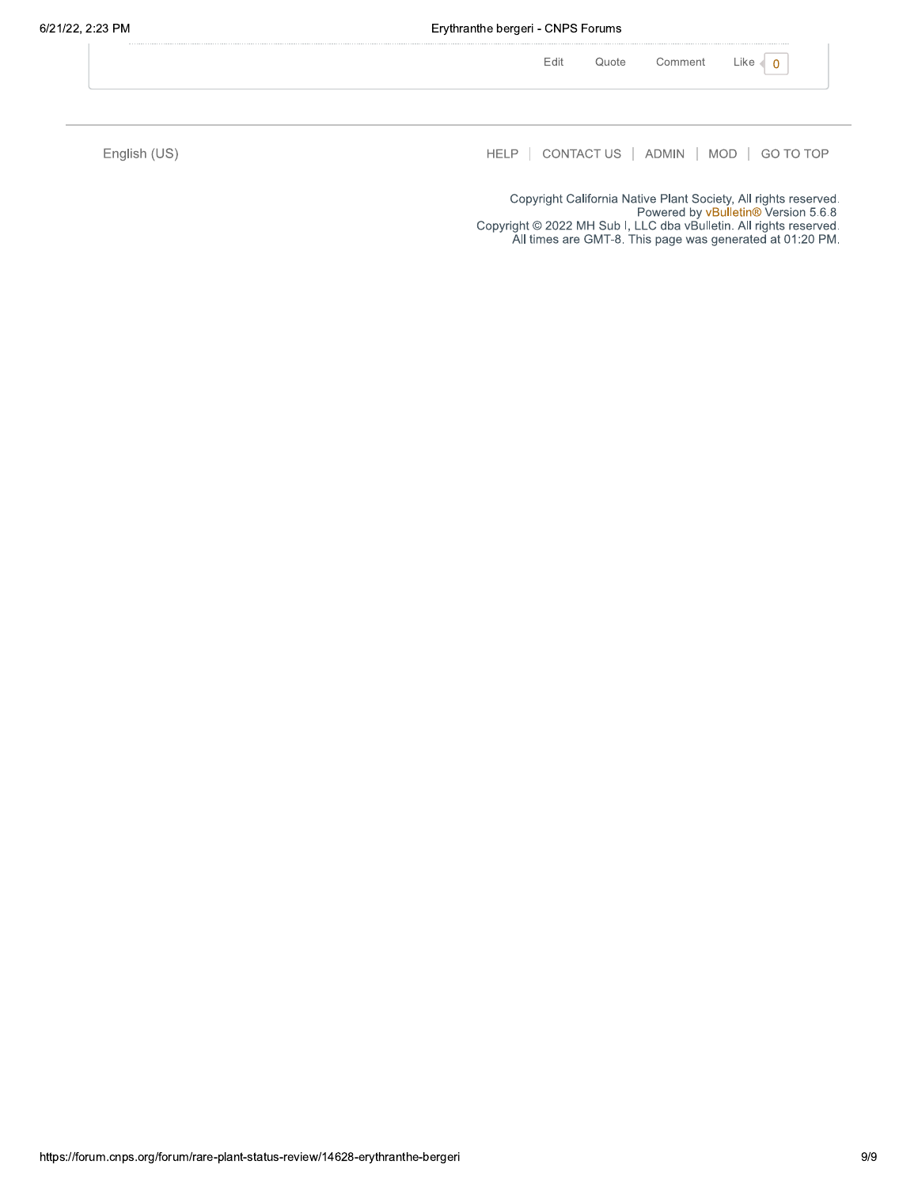Edit Quote Comment Like 0

English (US)

HELP | CONTACT US | ADMIN | MOD | GO TO TOP

Copyright California Native Plant Society, All rights reserved.
Powered by vBulletin® Version 5.6.8
Copyright © 2022 MH Sub I, LLC dba vBulletin. All rights reserved.
All times are GMT-8. This page was generated at 01:20 PM.